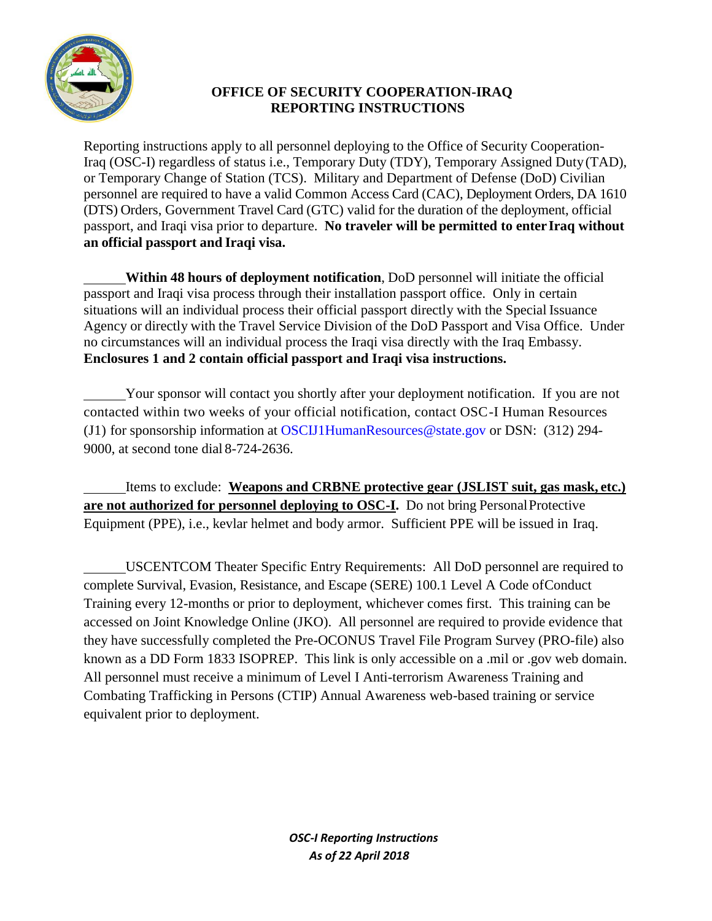# OFFICE OF SECURITY COOPERATION-IRAQ
# REPORTING INSTRUCTIONS

Reporting instructions apply to all personnel deploying to the Office of Security Cooperation-Iraq (OSC-I) regardless of status i.e., Temporary Duty (TDY), Temporary Assigned Duty (TAD), or Temporary Change of Station (TCS). Military and Department of Defense (DoD) Civilian personnel are required to have a valid Common Access Card (CAC), Deployment Orders, DA 1610 (DTS) Orders, Government Travel Card (GTC) valid for the duration of the deployment, official passport, and Iraqi visa prior to departure. **No traveler will be permitted to enter Iraq without an official passport and Iraqi visa.**

______**Within 48 hours of deployment notification**, DoD personnel will initiate the official passport and Iraqi visa process through their installation passport office. Only in certain situations will an individual process their official passport directly with the Special Issuance Agency or directly with the Travel Service Division of the DoD Passport and Visa Office. Under no circumstances will an individual process the Iraqi visa directly with the Iraq Embassy. **Enclosures 1 and 2 contain official passport and Iraqi visa instructions.**

______Your sponsor will contact you shortly after your deployment notification. If you are not contacted within two weeks of your official notification, contact OSC-I Human Resources (J1) for sponsorship information at OSCIJ1HumanResources@state.gov or DSN: (312) 294-9000, at second tone dial 8-724-2636.

______Items to exclude: **Weapons and CRBNE protective gear (JSLIST suit, gas mask, etc.) are not authorized for personnel deploying to OSC-I.** Do not bring Personal Protective Equipment (PPE), i.e., kevlar helmet and body armor. Sufficient PPE will be issued in Iraq.

______USCENTCOM Theater Specific Entry Requirements: All DoD personnel are required to complete Survival, Evasion, Resistance, and Escape (SERE) 100.1 Level A Code of Conduct Training every 12-months or prior to deployment, whichever comes first. This training can be accessed on Joint Knowledge Online (JKO). All personnel are required to provide evidence that they have successfully completed the Pre-OCONUS Travel File Program Survey (PRO-file) also known as a DD Form 1833 ISOPREP. This link is only accessible on a .mil or .gov web domain. All personnel must receive a minimum of Level I Anti-terrorism Awareness Training and Combating Trafficking in Persons (CTIP) Annual Awareness web-based training or service equivalent prior to deployment.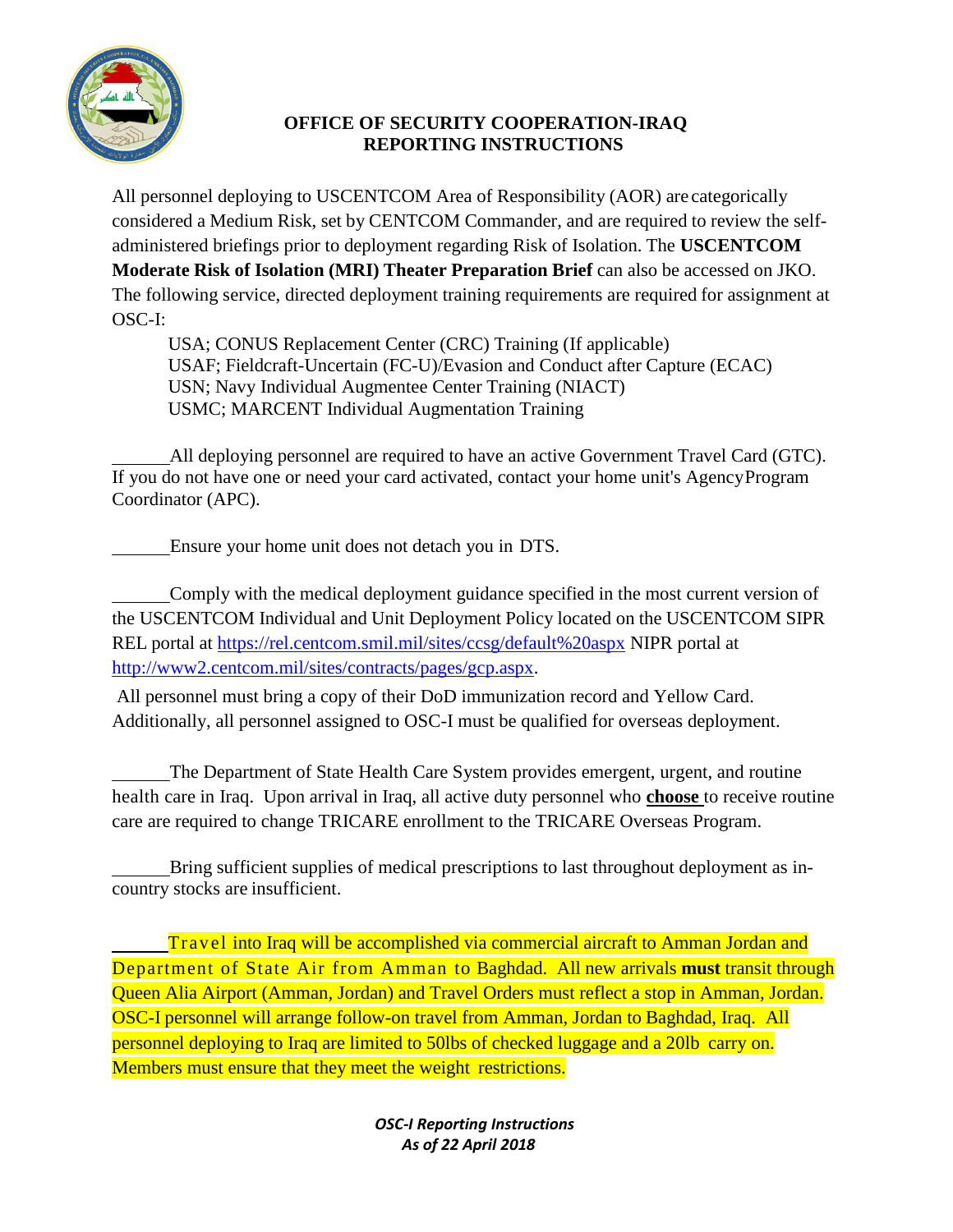**OFFICE OF SECURITY COOPERATION-IRAQ**
**REPORTING INSTRUCTIONS**

All personnel deploying to USCENTCOM Area of Responsibility (AOR) are categorically considered a Medium Risk, set by CENTCOM Commander, and are required to review the self-administered briefings prior to deployment regarding Risk of Isolation. The **USCENTCOM Moderate Risk of Isolation (MRI) Theater Preparation Brief** can also be accessed on JKO. The following service, directed deployment training requirements are required for assignment at OSC-I:

USA; CONUS Replacement Center (CRC) Training (If applicable)
USAF; Fieldcraft-Uncertain (FC-U)/Evasion and Conduct after Capture (ECAC)
USN; Navy Individual Augmentee Center Training (NIACT)
USMC; MARCENT Individual Augmentation Training

______All deploying personnel are required to have an active Government Travel Card (GTC). If you do not have one or need your card activated, contact your home unit's Agency Program Coordinator (APC).

______Ensure your home unit does not detach you in DTS.

______Comply with the medical deployment guidance specified in the most current version of the USCENTCOM Individual and Unit Deployment Policy located on the USCENTCOM SIPR REL portal at https://rel.centcom.smil.mil/sites/ccsg/default%20aspx NIPR portal at http://www2.centcom.mil/sites/contracts/pages/gcp.aspx.

All personnel must bring a copy of their DoD immunization record and Yellow Card. Additionally, all personnel assigned to OSC-I must be qualified for overseas deployment.

______The Department of State Health Care System provides emergent, urgent, and routine health care in Iraq. Upon arrival in Iraq, all active duty personnel who **choose** to receive routine care are required to change TRICARE enrollment to the TRICARE Overseas Program.

______Bring sufficient supplies of medical prescriptions to last throughout deployment as in-country stocks are insufficient.

______Travel into Iraq will be accomplished via commercial aircraft to Amman Jordan and Department of State Air from Amman to Baghdad. All new arrivals **must** transit through Queen Alia Airport (Amman, Jordan) and Travel Orders must reflect a stop in Amman, Jordan. OSC-I personnel will arrange follow-on travel from Amman, Jordan to Baghdad, Iraq. All personnel deploying to Iraq are limited to 50lbs of checked luggage and a 20lb carry on. Members must ensure that they meet the weight restrictions.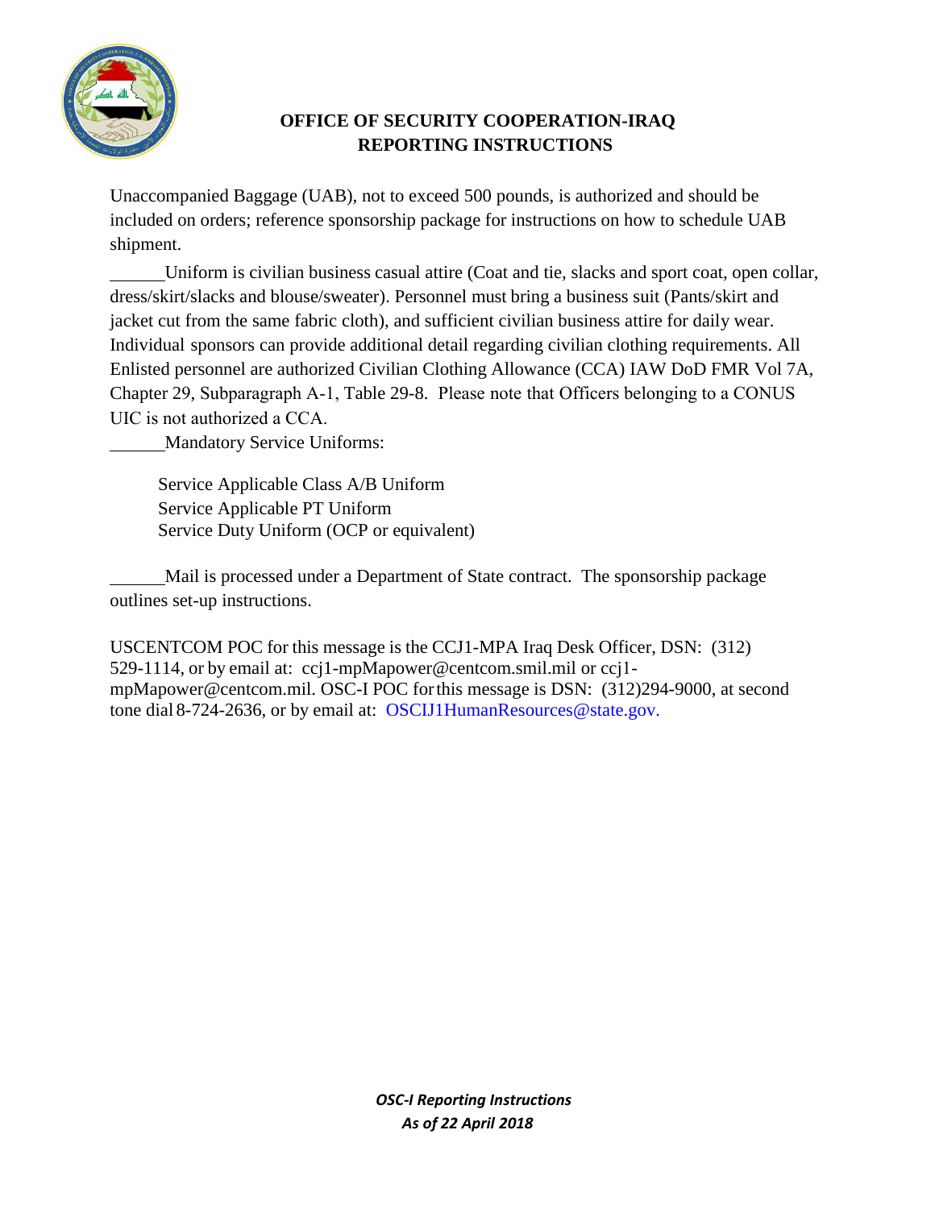**OFFICE OF SECURITY COOPERATION-IRAQ**
**REPORTING INSTRUCTIONS**

Unaccompanied Baggage (UAB), not to exceed 500 pounds, is authorized and should be included on orders; reference sponsorship package for instructions on how to schedule UAB shipment.

______Uniform is civilian business casual attire (Coat and tie, slacks and sport coat, open collar, dress/skirt/slacks and blouse/sweater). Personnel must bring a business suit (Pants/skirt and jacket cut from the same fabric cloth), and sufficient civilian business attire for daily wear. Individual sponsors can provide additional detail regarding civilian clothing requirements. All Enlisted personnel are authorized Civilian Clothing Allowance (CCA) IAW DoD FMR Vol 7A, Chapter 29, Subparagraph A-1, Table 29-8. Please note that Officers belonging to a CONUS UIC is not authorized a CCA.

______Mandatory Service Uniforms:

Service Applicable Class A/B Uniform
Service Applicable PT Uniform
Service Duty Uniform (OCP or equivalent)

______Mail is processed under a Department of State contract. The sponsorship package outlines set-up instructions.

USCENTCOM POC for this message is the CCJ1-MPA Iraq Desk Officer, DSN: (312) 529-1114, or by email at: ccj1-mpMapower@centcom.smil.mil or ccj1-mpMapower@centcom.mil. OSC-I POC for this message is DSN: (312)294-9000, at second tone dial 8-724-2636, or by email at: OSCIJ1HumanResources@state.gov.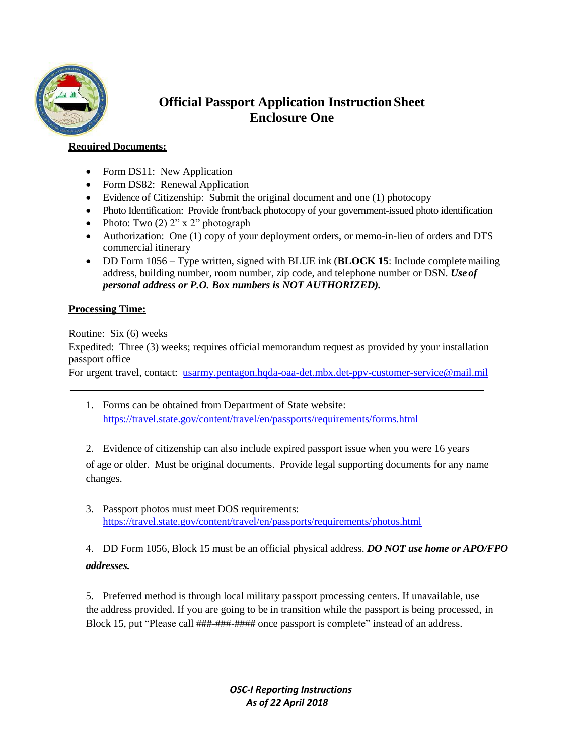# Official Passport Application Instruction Sheet
## Enclosure One

**Required Documents:**

- Form DS11: New Application
- Form DS82: Renewal Application
- Evidence of Citizenship: Submit the original document and one (1) photocopy
- Photo Identification: Provide front/back photocopy of your government-issued photo identification
- Photo: Two (2) 2" x 2" photograph
- Authorization: One (1) copy of your deployment orders, or memo-in-lieu of orders and DTS commercial itinerary
- DD Form 1056 – Type written, signed with BLUE ink (**BLOCK 15**: Include complete mailing address, building number, room number, zip code, and telephone number or DSN. ***Use of personal address or P.O. Box numbers is NOT AUTHORIZED).***

**Processing Time:**

Routine: Six (6) weeks
Expedited: Three (3) weeks; requires official memorandum request as provided by your installation passport office
For urgent travel, contact: usarmy.pentagon.hqda-oaa-det.mbx.det-ppv-customer-service@mail.mil

---

1. Forms can be obtained from Department of State website: https://travel.state.gov/content/travel/en/passports/requirements/forms.html

2. Evidence of citizenship can also include expired passport issue when you were 16 years of age or older. Must be original documents. Provide legal supporting documents for any name changes.

3. Passport photos must meet DOS requirements: https://travel.state.gov/content/travel/en/passports/requirements/photos.html

4. DD Form 1056, Block 15 must be an official physical address. ***DO NOT use home or APO/FPO addresses.***

5. Preferred method is through local military passport processing centers. If unavailable, use the address provided. If you are going to be in transition while the passport is being processed, in Block 15, put "Please call ###-###-#### once passport is complete" instead of an address.

***OSC-I Reporting Instructions***
***As of 22 April 2018***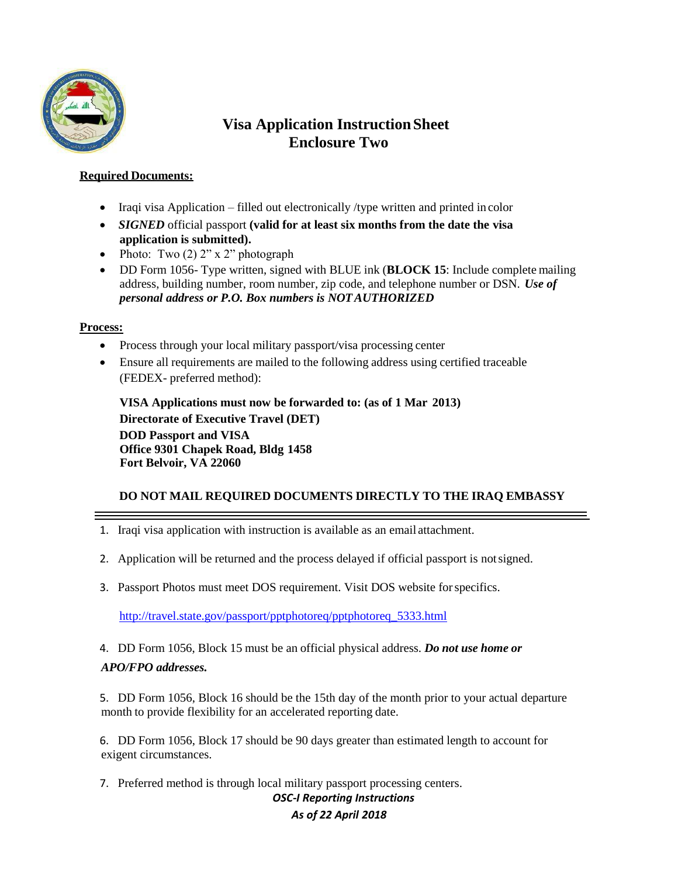# Visa Application Instruction Sheet
## Enclosure Two

**Required Documents:**

- Iraqi visa Application – filled out electronically /type written and printed in color
- ***SIGNED*** official passport **(valid for at least six months from the date the visa application is submitted).**
- Photo: Two (2) 2" x 2" photograph
- DD Form 1056- Type written, signed with BLUE ink (**BLOCK 15**: Include complete mailing address, building number, room number, zip code, and telephone number or DSN. ***Use of personal address or P.O. Box numbers is NOT AUTHORIZED***

**Process:**

- Process through your local military passport/visa processing center
- Ensure all requirements are mailed to the following address using certified traceable (FEDEX- preferred method):

**VISA Applications must now be forwarded to: (as of 1 Mar 2013)**
**Directorate of Executive Travel (DET)**
**DOD Passport and VISA**
**Office 9301 Chapek Road, Bldg 1458**
**Fort Belvoir, VA 22060**

**DO NOT MAIL REQUIRED DOCUMENTS DIRECTLY TO THE IRAQ EMBASSY**

---

1. Iraqi visa application with instruction is available as an email attachment.

2. Application will be returned and the process delayed if official passport is not signed.

3. Passport Photos must meet DOS requirement. Visit DOS website for specifics.

   http://travel.state.gov/passport/pptphotoreq/pptphotoreq_5333.html

4. DD Form 1056, Block 15 must be an official physical address. ***Do not use home or APO/FPO addresses.***

5. DD Form 1056, Block 16 should be the 15th day of the month prior to your actual departure month to provide flexibility for an accelerated reporting date.

6. DD Form 1056, Block 17 should be 90 days greater than estimated length to account for exigent circumstances.

7. Preferred method is through local military passport processing centers.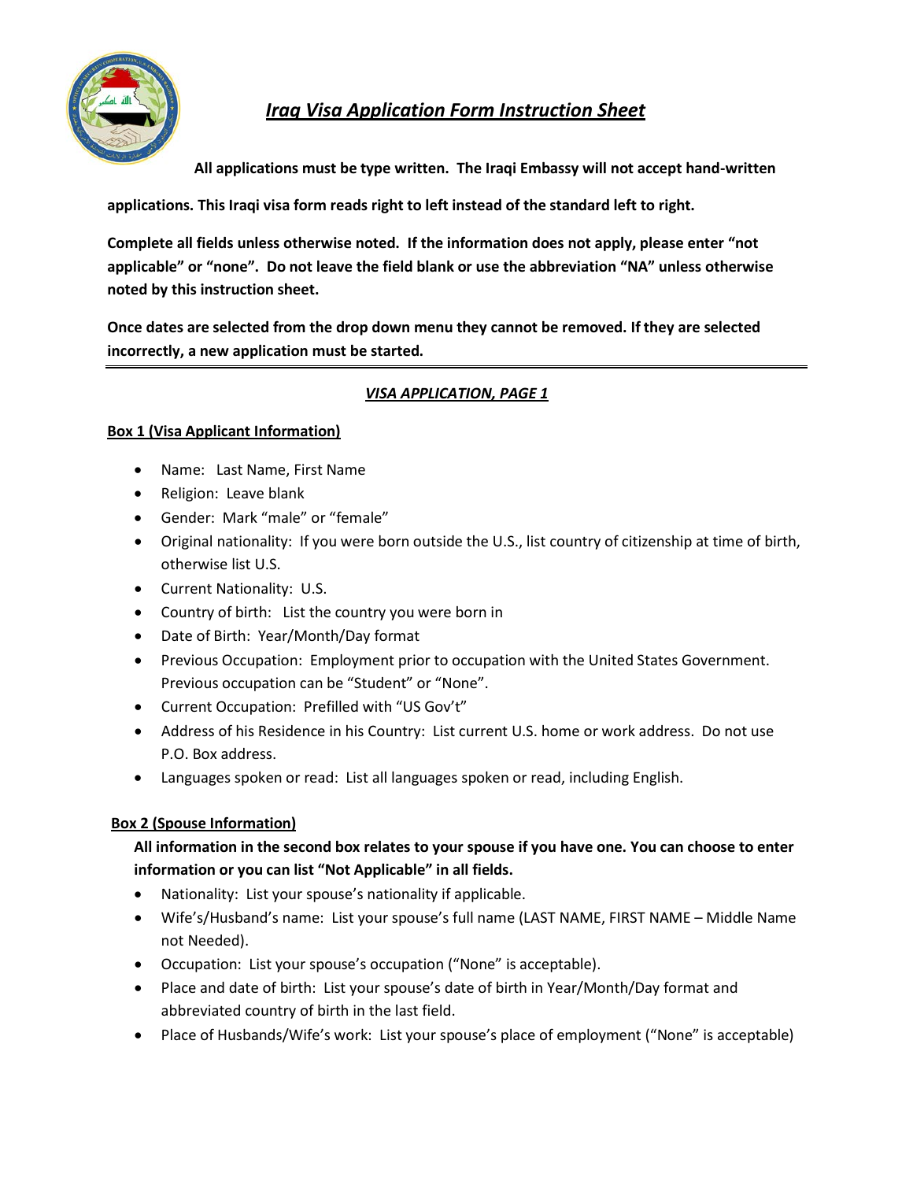# *Iraq Visa Application Form Instruction Sheet*

**All applications must be type written. The Iraqi Embassy will not accept hand-written applications. This Iraqi visa form reads right to left instead of the standard left to right.**

**Complete all fields unless otherwise noted. If the information does not apply, please enter "not applicable" or "none". Do not leave the field blank or use the abbreviation "NA" unless otherwise noted by this instruction sheet.**

**Once dates are selected from the drop down menu they cannot be removed. If they are selected incorrectly, a new application must be started.**

---

## *VISA APPLICATION, PAGE 1*

### Box 1 (Visa Applicant Information)

- Name: Last Name, First Name
- Religion: Leave blank
- Gender: Mark "male" or "female"
- Original nationality: If you were born outside the U.S., list country of citizenship at time of birth, otherwise list U.S.
- Current Nationality: U.S.
- Country of birth: List the country you were born in
- Date of Birth: Year/Month/Day format
- Previous Occupation: Employment prior to occupation with the United States Government. Previous occupation can be "Student" or "None".
- Current Occupation: Prefilled with "US Gov't"
- Address of his Residence in his Country: List current U.S. home or work address. Do not use P.O. Box address.
- Languages spoken or read: List all languages spoken or read, including English.

### Box 2 (Spouse Information)

**All information in the second box relates to your spouse if you have one. You can choose to enter information or you can list "Not Applicable" in all fields.**

- Nationality: List your spouse's nationality if applicable.
- Wife's/Husband's name: List your spouse's full name (LAST NAME, FIRST NAME – Middle Name not Needed).
- Occupation: List your spouse's occupation ("None" is acceptable).
- Place and date of birth: List your spouse's date of birth in Year/Month/Day format and abbreviated country of birth in the last field.
- Place of Husbands/Wife's work: List your spouse's place of employment ("None" is acceptable)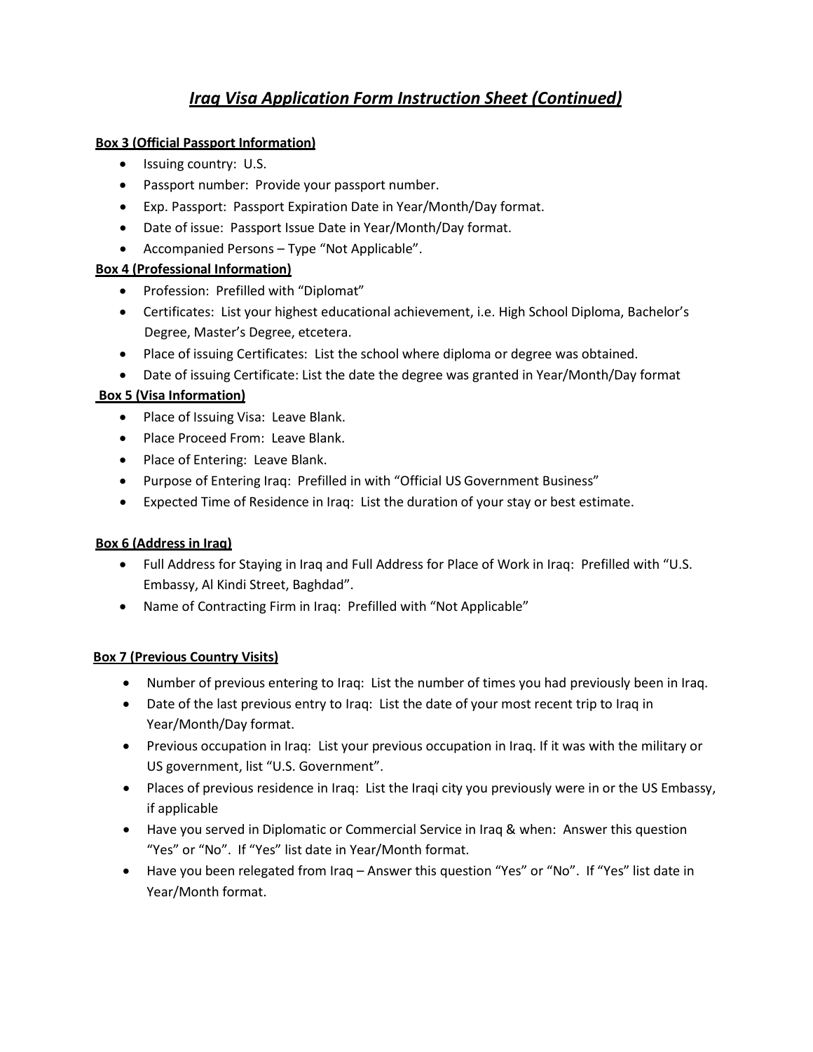# *Iraq Visa Application Form Instruction Sheet (Continued)*

**Box 3 (Official Passport Information)**

- Issuing country: U.S.
- Passport number: Provide your passport number.
- Exp. Passport: Passport Expiration Date in Year/Month/Day format.
- Date of issue: Passport Issue Date in Year/Month/Day format.
- Accompanied Persons – Type "Not Applicable".

**Box 4 (Professional Information)**

- Profession: Prefilled with "Diplomat"
- Certificates: List your highest educational achievement, i.e. High School Diploma, Bachelor's Degree, Master's Degree, etcetera.
- Place of issuing Certificates: List the school where diploma or degree was obtained.
- Date of issuing Certificate: List the date the degree was granted in Year/Month/Day format

**Box 5 (Visa Information)**

- Place of Issuing Visa: Leave Blank.
- Place Proceed From: Leave Blank.
- Place of Entering: Leave Blank.
- Purpose of Entering Iraq: Prefilled in with "Official US Government Business"
- Expected Time of Residence in Iraq: List the duration of your stay or best estimate.

**Box 6 (Address in Iraq)**

- Full Address for Staying in Iraq and Full Address for Place of Work in Iraq: Prefilled with "U.S. Embassy, Al Kindi Street, Baghdad".
- Name of Contracting Firm in Iraq: Prefilled with "Not Applicable"

**Box 7 (Previous Country Visits)**

- Number of previous entering to Iraq: List the number of times you had previously been in Iraq.
- Date of the last previous entry to Iraq: List the date of your most recent trip to Iraq in Year/Month/Day format.
- Previous occupation in Iraq: List your previous occupation in Iraq. If it was with the military or US government, list "U.S. Government".
- Places of previous residence in Iraq: List the Iraqi city you previously were in or the US Embassy, if applicable
- Have you served in Diplomatic or Commercial Service in Iraq & when: Answer this question "Yes" or "No". If "Yes" list date in Year/Month format.
- Have you been relegated from Iraq – Answer this question "Yes" or "No". If "Yes" list date in Year/Month format.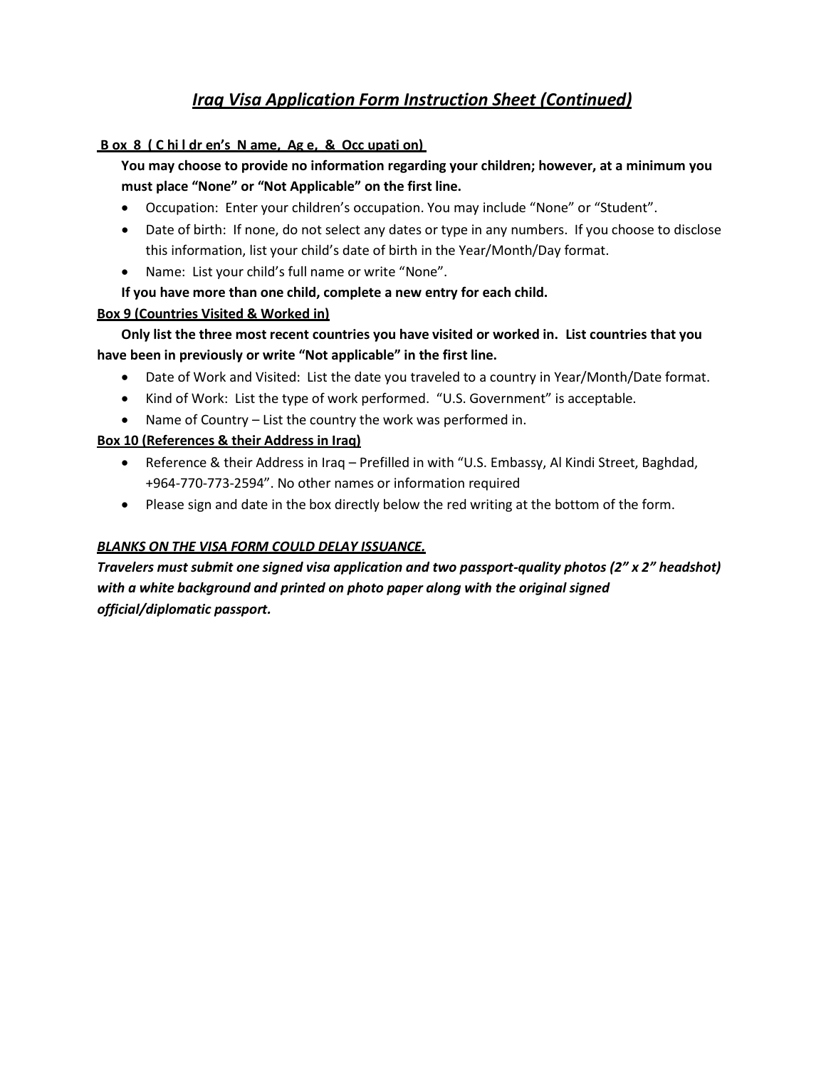# *Iraq Visa Application Form Instruction Sheet (Continued)*

**Box 8 (Children's Name, Age, & Occupation)**

**You may choose to provide no information regarding your children; however, at a minimum you must place "None" or "Not Applicable" on the first line.**

- Occupation: Enter your children's occupation. You may include "None" or "Student".
- Date of birth: If none, do not select any dates or type in any numbers. If you choose to disclose this information, list your child's date of birth in the Year/Month/Day format.
- Name: List your child's full name or write "None".

**If you have more than one child, complete a new entry for each child.**

**Box 9 (Countries Visited & Worked in)**

**Only list the three most recent countries you have visited or worked in. List countries that you have been in previously or write "Not applicable" in the first line.**

- Date of Work and Visited: List the date you traveled to a country in Year/Month/Date format.
- Kind of Work: List the type of work performed. "U.S. Government" is acceptable.
- Name of Country – List the country the work was performed in.

**Box 10 (References & their Address in Iraq)**

- Reference & their Address in Iraq – Prefilled in with "U.S. Embassy, Al Kindi Street, Baghdad, +964-770-773-2594". No other names or information required
- Please sign and date in the box directly below the red writing at the bottom of the form.

***BLANKS ON THE VISA FORM COULD DELAY ISSUANCE.***

***Travelers must submit one signed visa application and two passport-quality photos (2" x 2" headshot) with a white background and printed on photo paper along with the original signed official/diplomatic passport.***